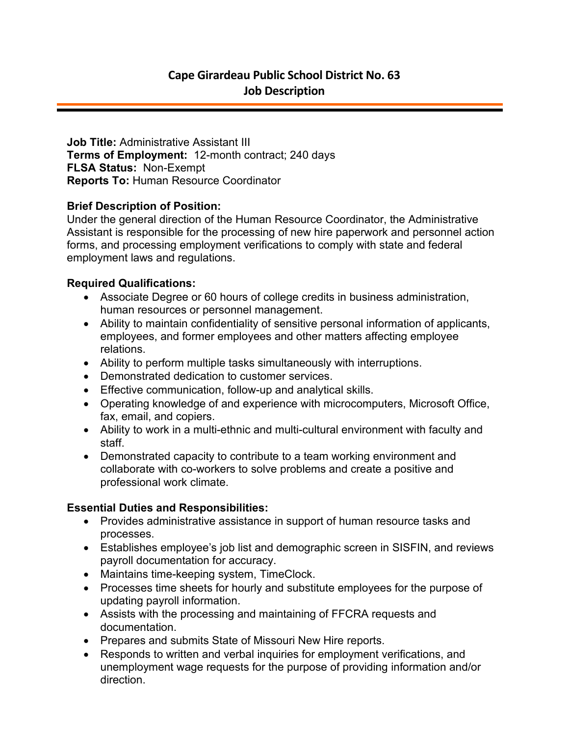# Cape Girardeau Public School District No. 63
## Job Description

---

**Job Title:** Administrative Assistant III
**Terms of Employment:** 12-month contract; 240 days
**FLSA Status:** Non-Exempt
**Reports To:** Human Resource Coordinator

**Brief Description of Position:**
Under the general direction of the Human Resource Coordinator, the Administrative Assistant is responsible for the processing of new hire paperwork and personnel action forms, and processing employment verifications to comply with state and federal employment laws and regulations.

**Required Qualifications:**

- Associate Degree or 60 hours of college credits in business administration, human resources or personnel management.
- Ability to maintain confidentiality of sensitive personal information of applicants, employees, and former employees and other matters affecting employee relations.
- Ability to perform multiple tasks simultaneously with interruptions.
- Demonstrated dedication to customer services.
- Effective communication, follow-up and analytical skills.
- Operating knowledge of and experience with microcomputers, Microsoft Office, fax, email, and copiers.
- Ability to work in a multi-ethnic and multi-cultural environment with faculty and staff.
- Demonstrated capacity to contribute to a team working environment and collaborate with co-workers to solve problems and create a positive and professional work climate.

**Essential Duties and Responsibilities:**

- Provides administrative assistance in support of human resource tasks and processes.
- Establishes employee's job list and demographic screen in SISFIN, and reviews payroll documentation for accuracy.
- Maintains time-keeping system, TimeClock.
- Processes time sheets for hourly and substitute employees for the purpose of updating payroll information.
- Assists with the processing and maintaining of FFCRA requests and documentation.
- Prepares and submits State of Missouri New Hire reports.
- Responds to written and verbal inquiries for employment verifications, and unemployment wage requests for the purpose of providing information and/or direction.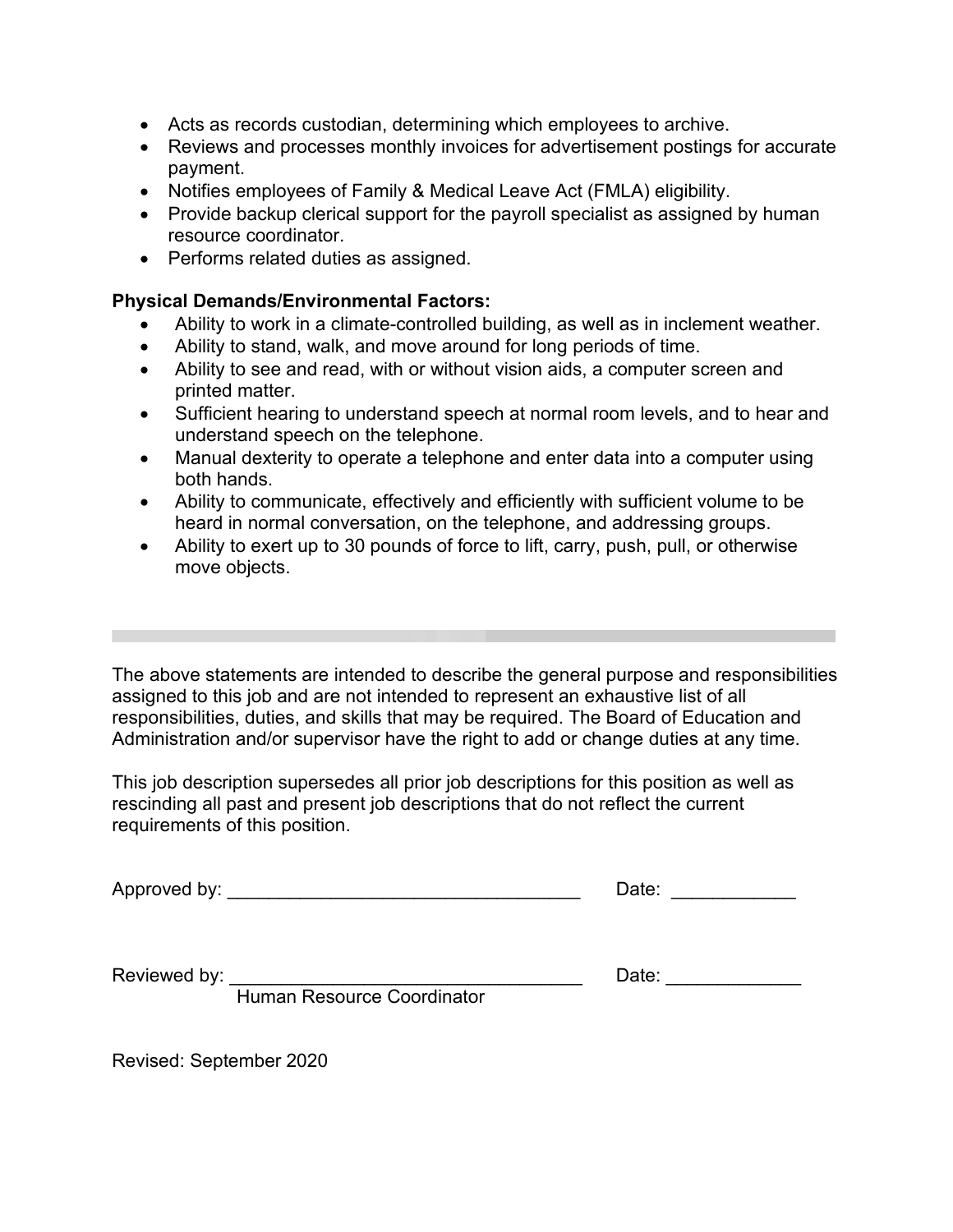- Acts as records custodian, determining which employees to archive.
- Reviews and processes monthly invoices for advertisement postings for accurate payment.
- Notifies employees of Family & Medical Leave Act (FMLA) eligibility.
- Provide backup clerical support for the payroll specialist as assigned by human resource coordinator.
- Performs related duties as assigned.

**Physical Demands/Environmental Factors:**

- Ability to work in a climate-controlled building, as well as in inclement weather.
- Ability to stand, walk, and move around for long periods of time.
- Ability to see and read, with or without vision aids, a computer screen and printed matter.
- Sufficient hearing to understand speech at normal room levels, and to hear and understand speech on the telephone.
- Manual dexterity to operate a telephone and enter data into a computer using both hands.
- Ability to communicate, effectively and efficiently with sufficient volume to be heard in normal conversation, on the telephone, and addressing groups.
- Ability to exert up to 30 pounds of force to lift, carry, push, pull, or otherwise move objects.

---

The above statements are intended to describe the general purpose and responsibilities assigned to this job and are not intended to represent an exhaustive list of all responsibilities, duties, and skills that may be required. The Board of Education and Administration and/or supervisor have the right to add or change duties at any time.

This job description supersedes all prior job descriptions for this position as well as rescinding all past and present job descriptions that do not reflect the current requirements of this position.

Approved by: ___________________________________ Date: ____________

Reviewed by: ___________________________________ Date: _____________
Human Resource Coordinator

Revised: September 2020